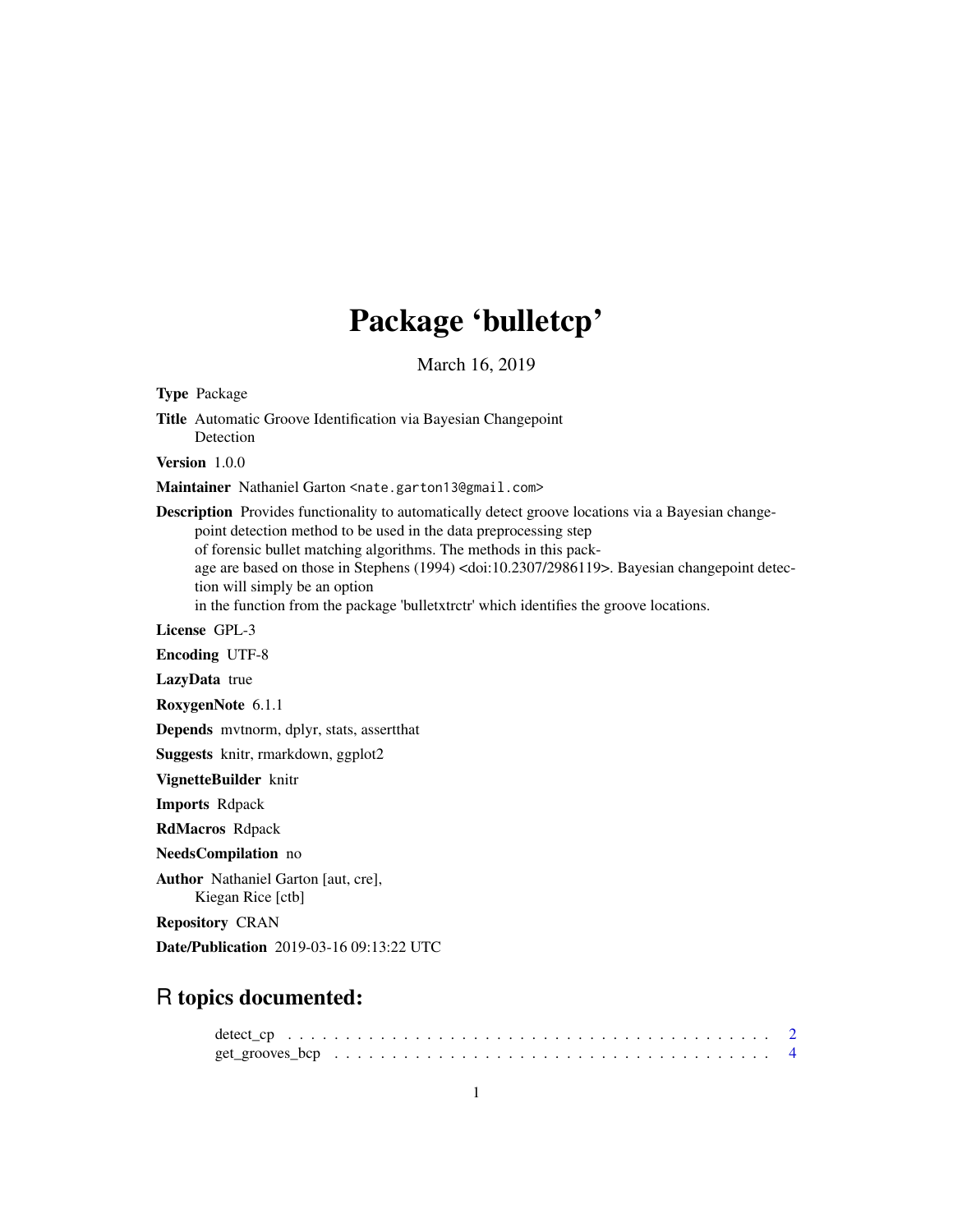# Package 'bulletcp'

March 16, 2019

**Type** Package

**Title** Automatic Groove Identification via Bayesian Changepoint Detection

**Version** 1.0.0

**Maintainer** Nathaniel Garton <nate.garton13@gmail.com>

**Description** Provides functionality to automatically detect groove locations via a Bayesian changepoint detection method to be used in the data preprocessing step of forensic bullet matching algorithms. The methods in this package are based on those in Stephens (1994) <doi:10.2307/2986119>. Bayesian changepoint detection will simply be an option in the function from the package 'bulletxtrctr' which identifies the groove locations.

**License** GPL-3

**Encoding** UTF-8

**LazyData** true

**RoxygenNote** 6.1.1

**Depends** mvtnorm, dplyr, stats, assertthat

**Suggests** knitr, rmarkdown, ggplot2

**VignetteBuilder** knitr

**Imports** Rdpack

**RdMacros** Rdpack

**NeedsCompilation** no

**Author** Nathaniel Garton [aut, cre], Kiegan Rice [ctb]

**Repository** CRAN

**Date/Publication** 2019-03-16 09:13:22 UTC

## R topics documented:

- detect_cp . . . . . . . . . . . . . . . . . . . . . . . . . . . . . . . . . . . . . . . . . 2
- get_grooves_bcp . . . . . . . . . . . . . . . . . . . . . . . . . . . . . . . . . . . . . 4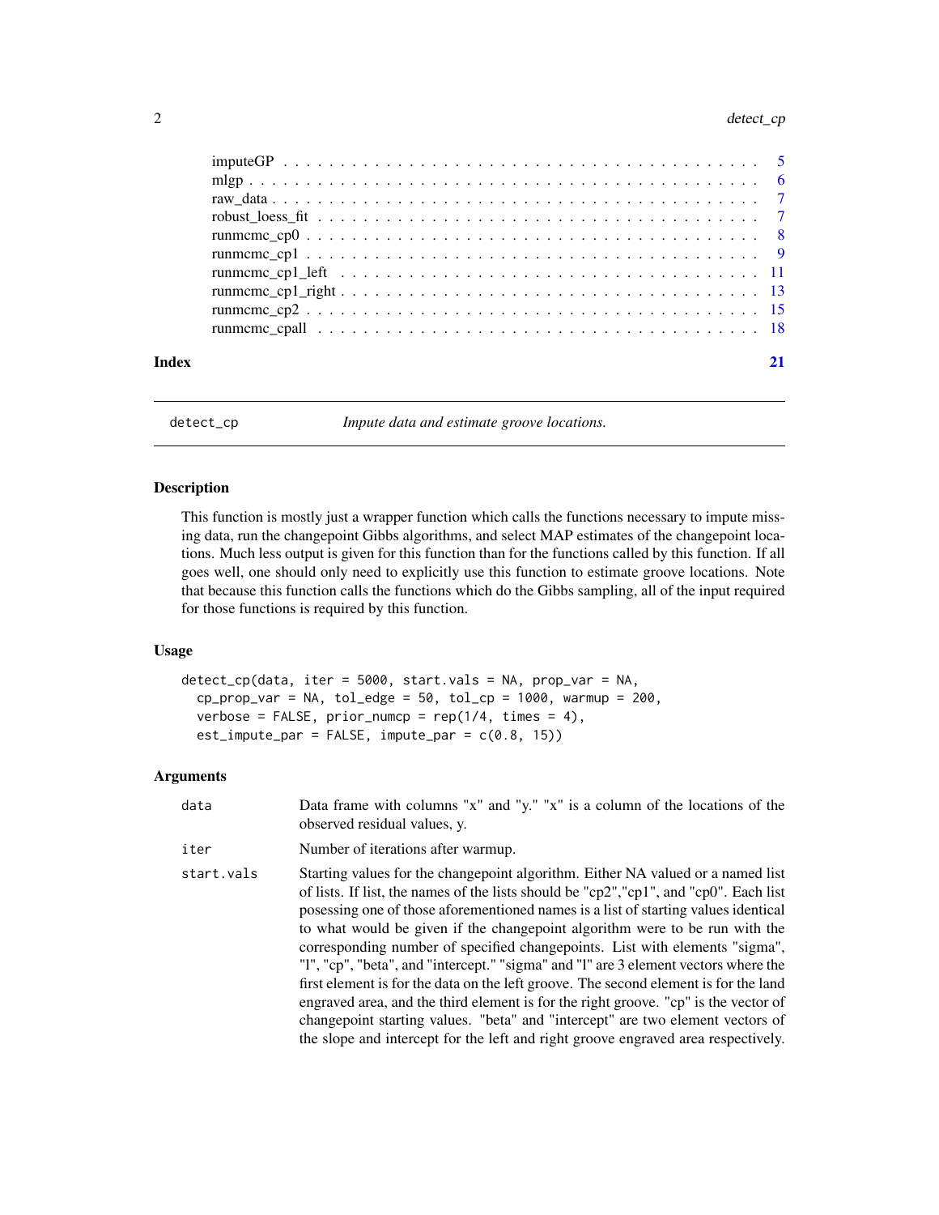imputeGP . . . . . . . . . . . . . . . . . . . . . . . . . . . . . . . . . . . . . . . . 5
mlgp . . . . . . . . . . . . . . . . . . . . . . . . . . . . . . . . . . . . . . . . . . 6
raw_data . . . . . . . . . . . . . . . . . . . . . . . . . . . . . . . . . . . . . . . . 7
robust_loess_fit . . . . . . . . . . . . . . . . . . . . . . . . . . . . . . . . . . . . 7
runmcmc_cp0 . . . . . . . . . . . . . . . . . . . . . . . . . . . . . . . . . . . . . 8
runmcmc_cp1 . . . . . . . . . . . . . . . . . . . . . . . . . . . . . . . . . . . . . 9
runmcmc_cp1_left . . . . . . . . . . . . . . . . . . . . . . . . . . . . . . . . . . 11
runmcmc_cp1_right . . . . . . . . . . . . . . . . . . . . . . . . . . . . . . . . . 13
runmcmc_cp2 . . . . . . . . . . . . . . . . . . . . . . . . . . . . . . . . . . . . 15
runmcmc_cpall . . . . . . . . . . . . . . . . . . . . . . . . . . . . . . . . . . . 18

**Index** **21**

---

`detect_cp` *Impute data and estimate groove locations.*

---

### Description

This function is mostly just a wrapper function which calls the functions necessary to impute missing data, run the changepoint Gibbs algorithms, and select MAP estimates of the changepoint locations. Much less output is given for this function than for the functions called by this function. If all goes well, one should only need to explicitly use this function to estimate groove locations. Note that because this function calls the functions which do the Gibbs sampling, all of the input required for those functions is required by this function.

### Usage

```
detect_cp(data, iter = 5000, start.vals = NA, prop_var = NA,
  cp_prop_var = NA, tol_edge = 50, tol_cp = 1000, warmup = 200,
  verbose = FALSE, prior_numcp = rep(1/4, times = 4),
  est_impute_par = FALSE, impute_par = c(0.8, 15))
```

### Arguments

| | |
|---|---|
| `data` | Data frame with columns "x" and "y." "x" is a column of the locations of the observed residual values, y. |
| `iter` | Number of iterations after warmup. |
| `start.vals` | Starting values for the changepoint algorithm. Either NA valued or a named list of lists. If list, the names of the lists should be "cp2","cp1", and "cp0". Each list posessing one of those aforementioned names is a list of starting values identical to what would be given if the changepoint algorithm were to be run with the corresponding number of specified changepoints. List with elements "sigma", "l", "cp", "beta", and "intercept." "sigma" and "l" are 3 element vectors where the first element is for the data on the left groove. The second element is for the land engraved area, and the third element is for the right groove. "cp" is the vector of changepoint starting values. "beta" and "intercept" are two element vectors of the slope and intercept for the left and right groove engraved area respectively. |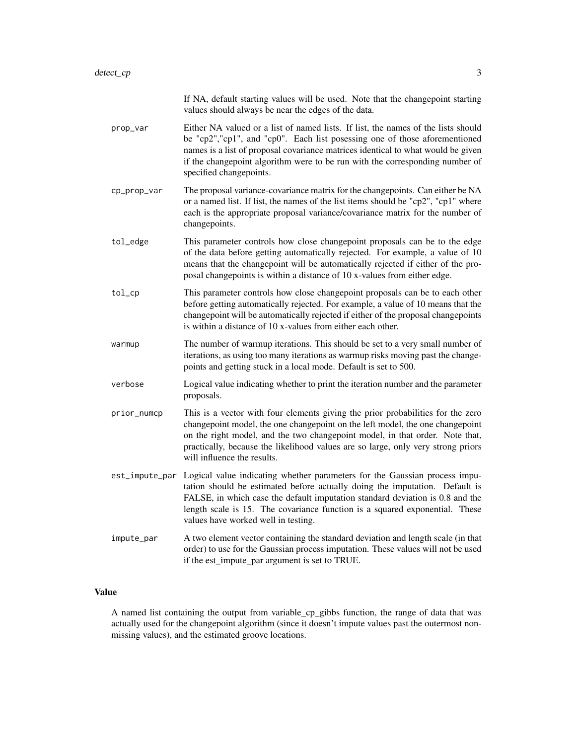If NA, default starting values will be used. Note that the changepoint starting values should always be near the edges of the data.

`prop_var` Either NA valued or a list of named lists. If list, the names of the lists should be "cp2","cp1", and "cp0". Each list posessing one of those aforementioned names is a list of proposal covariance matrices identical to what would be given if the changepoint algorithm were to be run with the corresponding number of specified changepoints.

`cp_prop_var` The proposal variance-covariance matrix for the changepoints. Can either be NA or a named list. If list, the names of the list items should be "cp2", "cp1" where each is the appropriate proposal variance/covariance matrix for the number of changepoints.

`tol_edge` This parameter controls how close changepoint proposals can be to the edge of the data before getting automatically rejected. For example, a value of 10 means that the changepoint will be automatically rejected if either of the proposal changepoints is within a distance of 10 x-values from either edge.

`tol_cp` This parameter controls how close changepoint proposals can be to each other before getting automatically rejected. For example, a value of 10 means that the changepoint will be automatically rejected if either of the proposal changepoints is within a distance of 10 x-values from either each other.

`warmup` The number of warmup iterations. This should be set to a very small number of iterations, as using too many iterations as warmup risks moving past the changepoints and getting stuck in a local mode. Default is set to 500.

`verbose` Logical value indicating whether to print the iteration number and the parameter proposals.

`prior_numcp` This is a vector with four elements giving the prior probabilities for the zero changepoint model, the one changepoint on the left model, the one changepoint on the right model, and the two changepoint model, in that order. Note that, practically, because the likelihood values are so large, only very strong priors will influence the results.

`est_impute_par` Logical value indicating whether parameters for the Gaussian process imputation should be estimated before actually doing the imputation. Default is FALSE, in which case the default imputation standard deviation is 0.8 and the length scale is 15. The covariance function is a squared exponential. These values have worked well in testing.

`impute_par` A two element vector containing the standard deviation and length scale (in that order) to use for the Gaussian process imputation. These values will not be used if the est_impute_par argument is set to TRUE.

### Value

A named list containing the output from variable_cp_gibbs function, the range of data that was actually used for the changepoint algorithm (since it doesn't impute values past the outermost nonmissing values), and the estimated groove locations.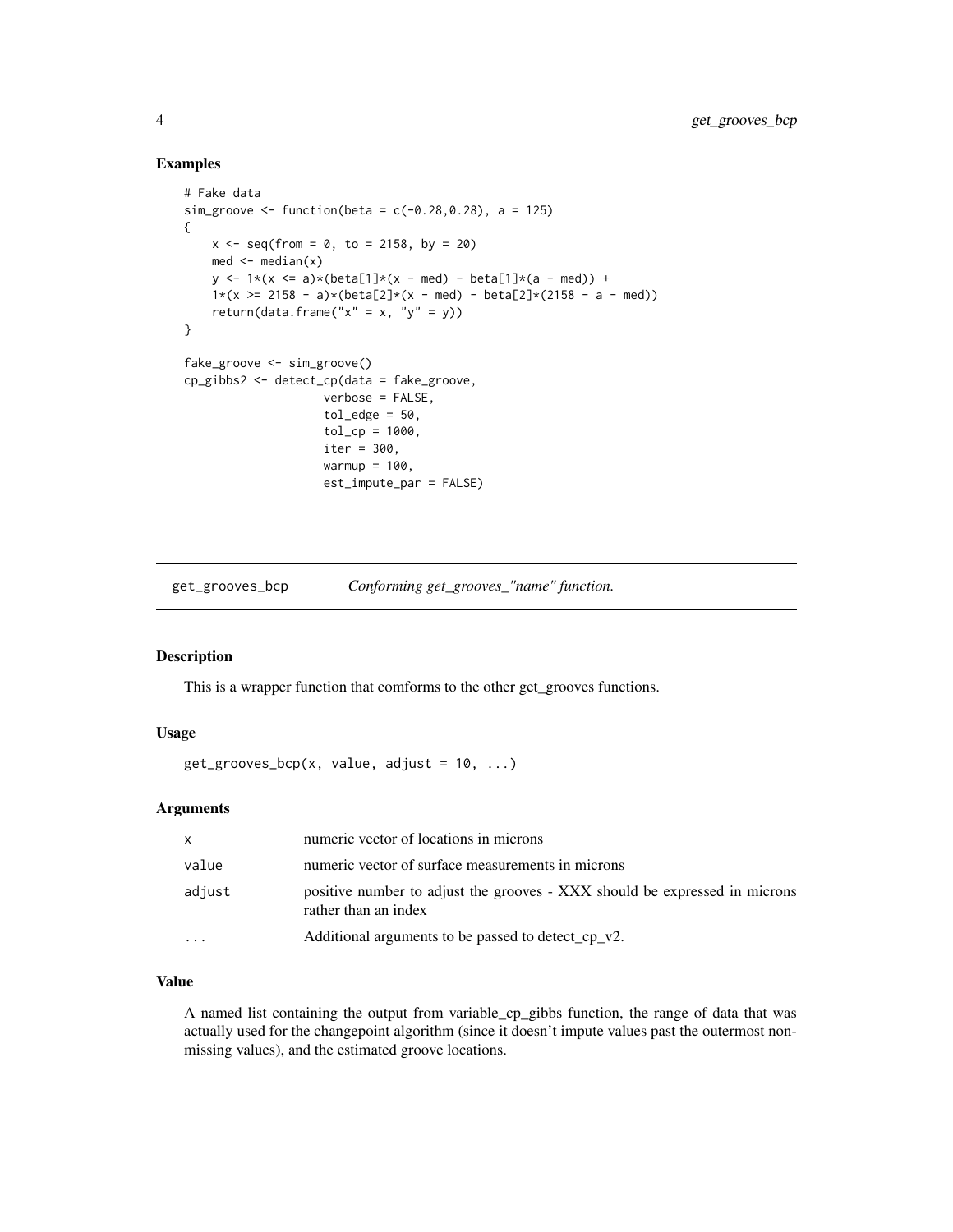### Examples

```
# Fake data
sim_groove <- function(beta = c(-0.28,0.28), a = 125)
{
    x <- seq(from = 0, to = 2158, by = 20)
    med <- median(x)
    y <- 1*(x <= a)*(beta[1]*(x - med) - beta[1]*(a - med)) +
    1*(x >= 2158 - a)*(beta[2]*(x - med) - beta[2]*(2158 - a - med))
    return(data.frame("x" = x, "y" = y))
}

fake_groove <- sim_groove()
cp_gibbs2 <- detect_cp(data = fake_groove,
                    verbose = FALSE,
                    tol_edge = 50,
                    tol_cp = 1000,
                    iter = 300,
                    warmup = 100,
                    est_impute_par = FALSE)
```

---

## get_grooves_bcp — *Conforming get_grooves_"name" function.*

### Description

This is a wrapper function that comforms to the other get_grooves functions.

### Usage

```
get_grooves_bcp(x, value, adjust = 10, ...)
```

### Arguments

| | |
|---|---|
| x | numeric vector of locations in microns |
| value | numeric vector of surface measurements in microns |
| adjust | positive number to adjust the grooves - XXX should be expressed in microns rather than an index |
| ... | Additional arguments to be passed to detect_cp_v2. |

### Value

A named list containing the output from variable_cp_gibbs function, the range of data that was actually used for the changepoint algorithm (since it doesn't impute values past the outermost non-missing values), and the estimated groove locations.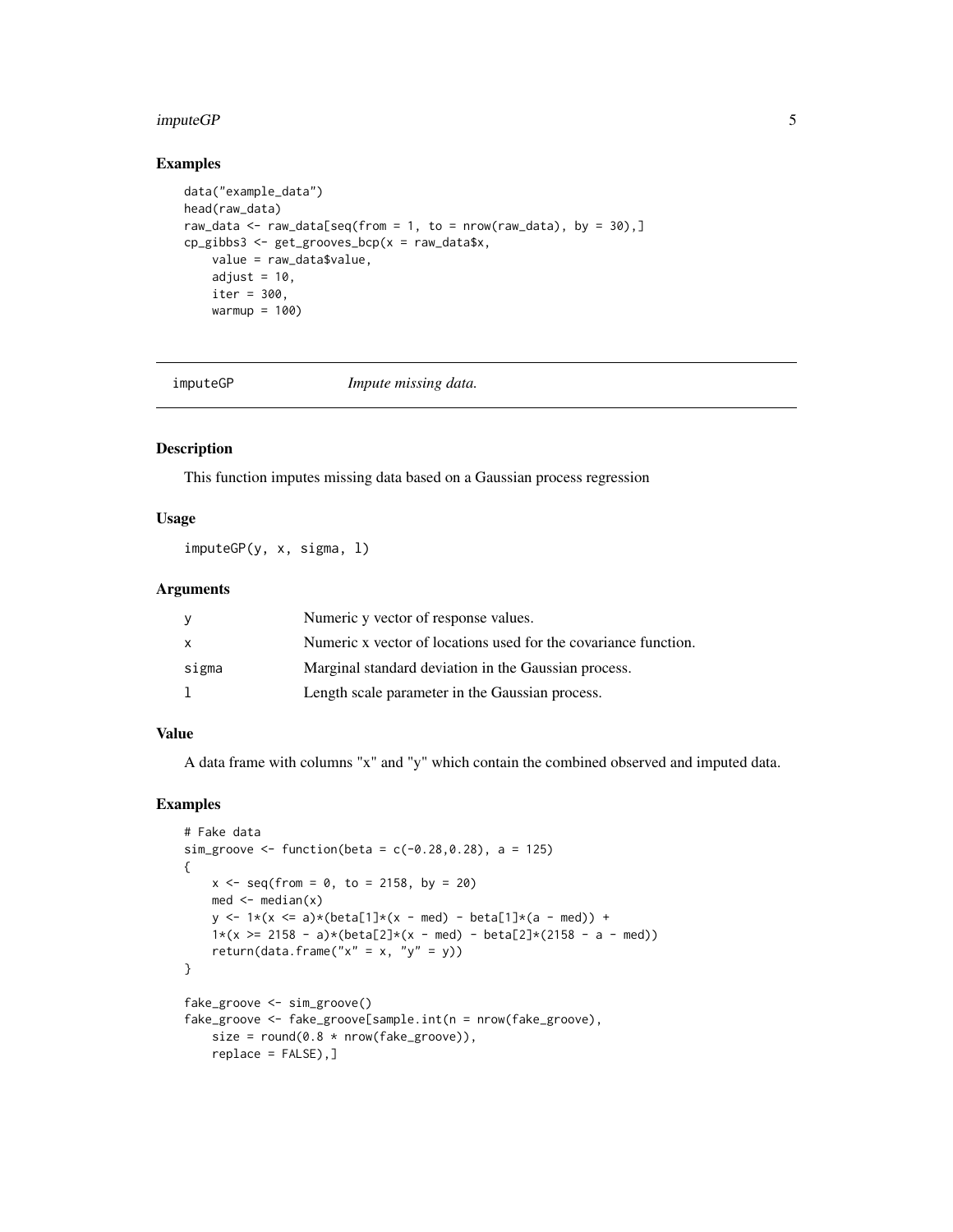## Examples

```
data("example_data")
head(raw_data)
raw_data <- raw_data[seq(from = 1, to = nrow(raw_data), by = 30),]
cp_gibbs3 <- get_grooves_bcp(x = raw_data$x,
    value = raw_data$value,
    adjust = 10,
    iter = 300,
    warmup = 100)
```

---

# imputeGP *Impute missing data.*

---

## Description

This function imputes missing data based on a Gaussian process regression

## Usage

```
imputeGP(y, x, sigma, l)
```

## Arguments

| | |
|---|---|
| y | Numeric y vector of response values. |
| x | Numeric x vector of locations used for the covariance function. |
| sigma | Marginal standard deviation in the Gaussian process. |
| l | Length scale parameter in the Gaussian process. |

## Value

A data frame with columns "x" and "y" which contain the combined observed and imputed data.

## Examples

```
# Fake data
sim_groove <- function(beta = c(-0.28,0.28), a = 125)
{
    x <- seq(from = 0, to = 2158, by = 20)
    med <- median(x)
    y <- 1*(x <= a)*(beta[1]*(x - med) - beta[1]*(a - med)) +
    1*(x >= 2158 - a)*(beta[2]*(x - med) - beta[2]*(2158 - a - med))
    return(data.frame("x" = x, "y" = y))
}

fake_groove <- sim_groove()
fake_groove <- fake_groove[sample.int(n = nrow(fake_groove),
    size = round(0.8 * nrow(fake_groove)),
    replace = FALSE),]
```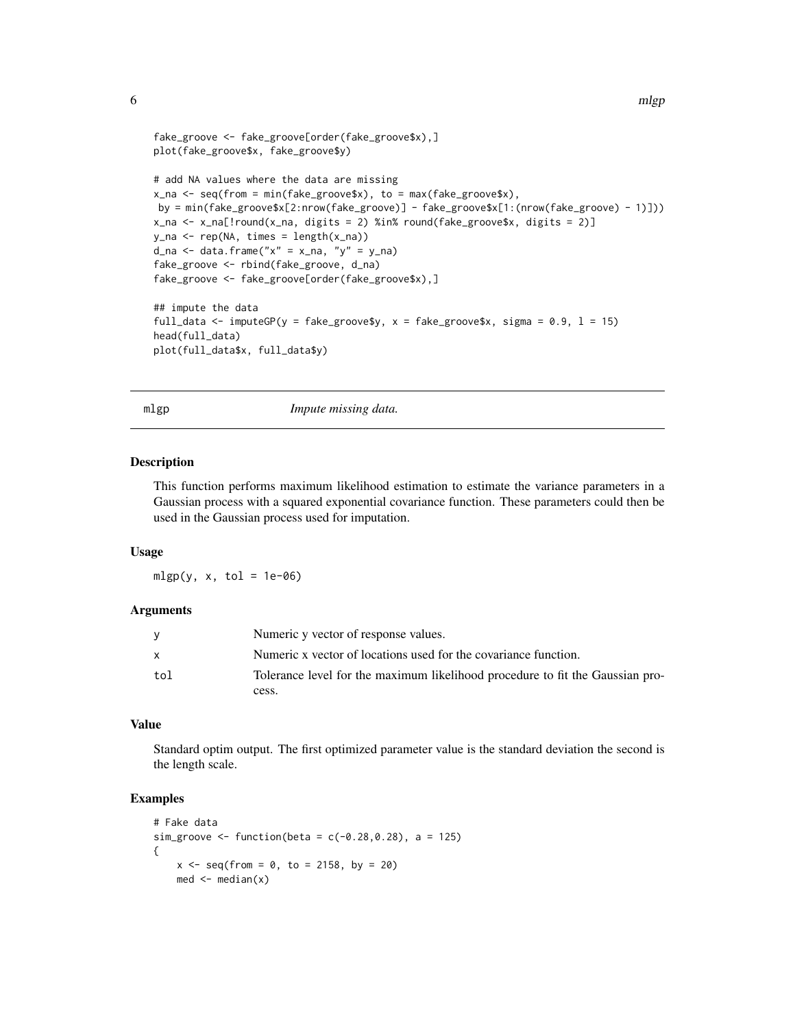```
fake_groove <- fake_groove[order(fake_groove$x),]
plot(fake_groove$x, fake_groove$y)

# add NA values where the data are missing
x_na <- seq(from = min(fake_groove$x), to = max(fake_groove$x),
 by = min(fake_groove$x[2:nrow(fake_groove)] - fake_groove$x[1:(nrow(fake_groove) - 1)]))
x_na <- x_na[!round(x_na, digits = 2) %in% round(fake_groove$x, digits = 2)]
y_na <- rep(NA, times = length(x_na))
d_na <- data.frame("x" = x_na, "y" = y_na)
fake_groove <- rbind(fake_groove, d_na)
fake_groove <- fake_groove[order(fake_groove$x),]

## impute the data
full_data <- imputeGP(y = fake_groove$y, x = fake_groove$x, sigma = 0.9, l = 15)
head(full_data)
plot(full_data$x, full_data$y)
```

## mlgp — *Impute missing data.*

### Description

This function performs maximum likelihood estimation to estimate the variance parameters in a Gaussian process with a squared exponential covariance function. These parameters could then be used in the Gaussian process used for imputation.

### Usage

```
mlgp(y, x, tol = 1e-06)
```

### Arguments

| | |
|---|---|
| y | Numeric y vector of response values. |
| x | Numeric x vector of locations used for the covariance function. |
| tol | Tolerance level for the maximum likelihood procedure to fit the Gaussian process. |

### Value

Standard optim output. The first optimized parameter value is the standard deviation the second is the length scale.

### Examples

```
# Fake data
sim_groove <- function(beta = c(-0.28,0.28), a = 125)
{
    x <- seq(from = 0, to = 2158, by = 20)
    med <- median(x)
```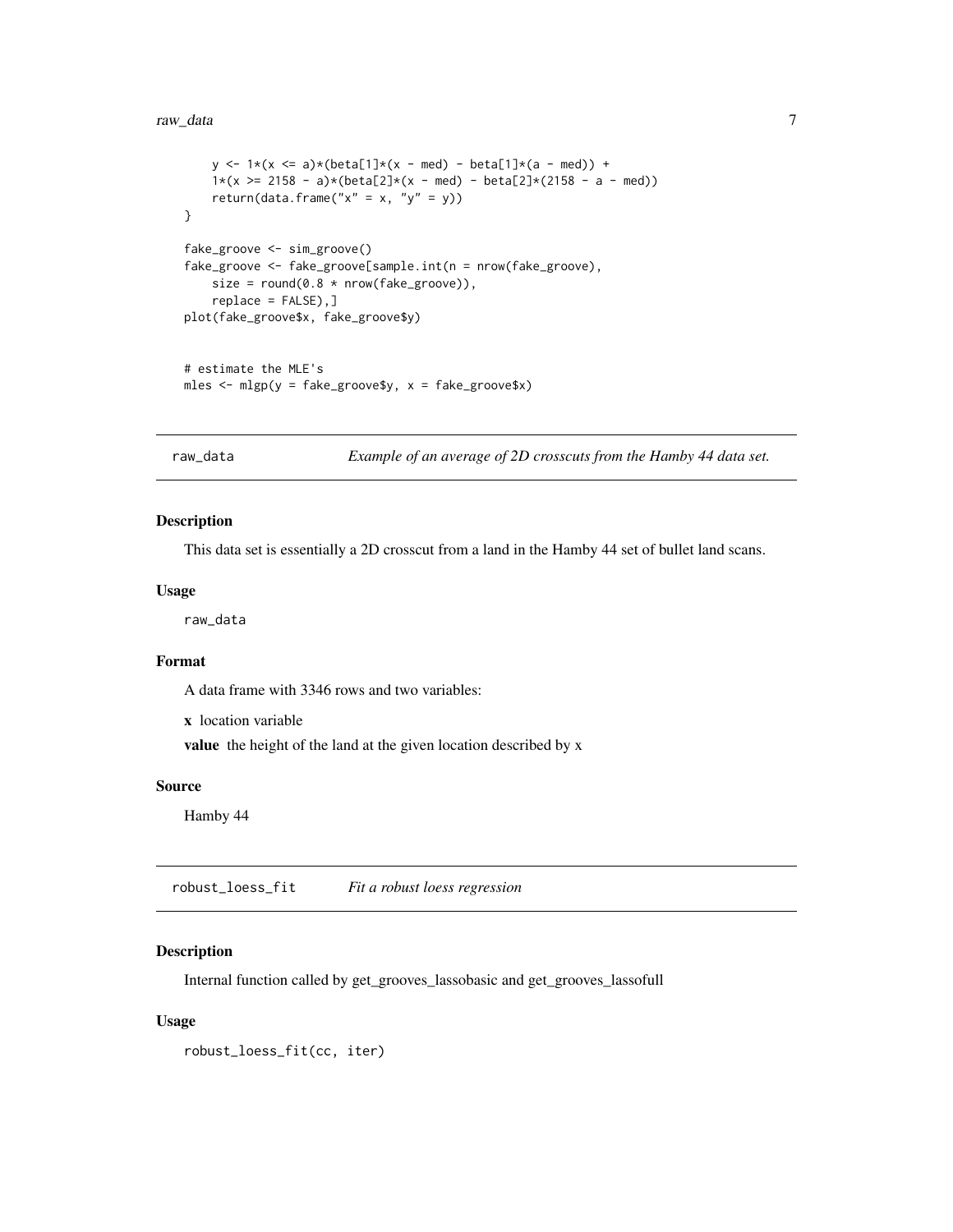```
    y <- 1*(x <= a)*(beta[1]*(x - med) - beta[1]*(a - med)) +
    1*(x >= 2158 - a)*(beta[2]*(x - med) - beta[2]*(2158 - a - med))
    return(data.frame("x" = x, "y" = y))
}

fake_groove <- sim_groove()
fake_groove <- fake_groove[sample.int(n = nrow(fake_groove),
    size = round(0.8 * nrow(fake_groove)),
    replace = FALSE),]
plot(fake_groove$x, fake_groove$y)


# estimate the MLE's
mles <- mlgp(y = fake_groove$y, x = fake_groove$x)
```

---

## raw_data — *Example of an average of 2D crosscuts from the Hamby 44 data set.*

### Description

This data set is essentially a 2D crosscut from a land in the Hamby 44 set of bullet land scans.

### Usage

```
raw_data
```

### Format

A data frame with 3346 rows and two variables:

**x** location variable

**value** the height of the land at the given location described by x

### Source

Hamby 44

---

## robust_loess_fit — *Fit a robust loess regression*

### Description

Internal function called by get_grooves_lassobasic and get_grooves_lassofull

### Usage

```
robust_loess_fit(cc, iter)
```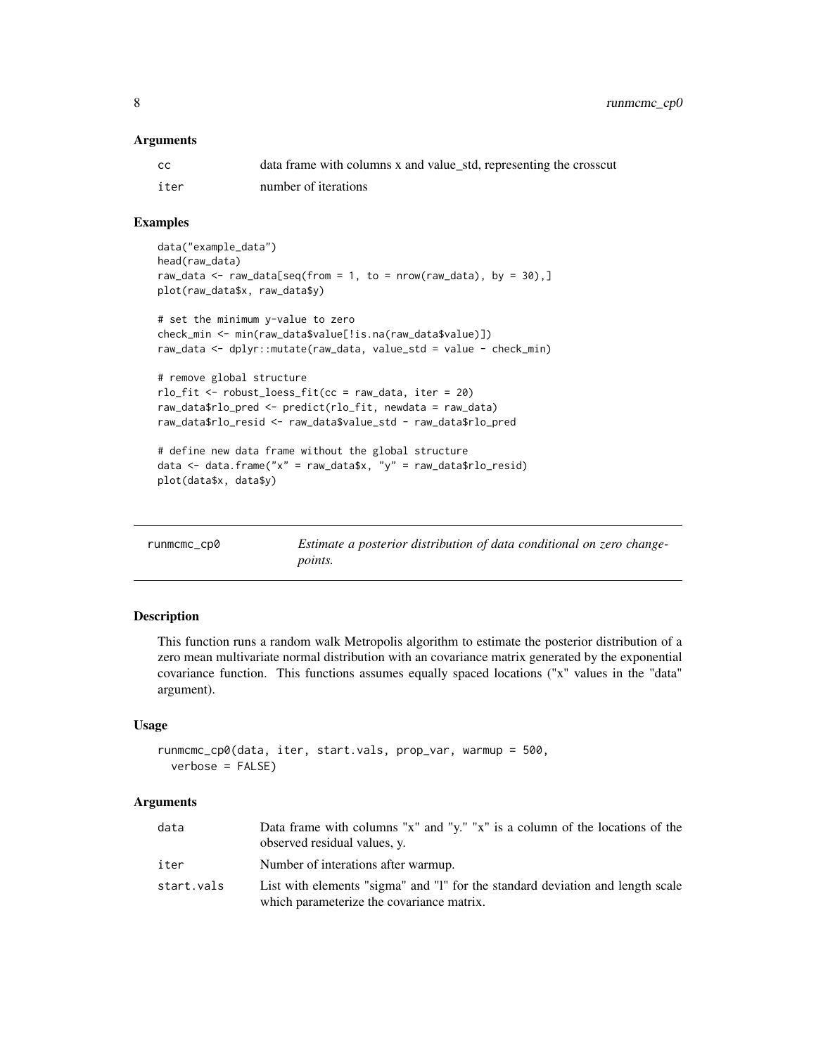### Arguments

| | |
|---|---|
| cc | data frame with columns x and value_std, representing the crosscut |
| iter | number of iterations |

### Examples

```
data("example_data")
head(raw_data)
raw_data <- raw_data[seq(from = 1, to = nrow(raw_data), by = 30),]
plot(raw_data$x, raw_data$y)

# set the minimum y-value to zero
check_min <- min(raw_data$value[!is.na(raw_data$value)])
raw_data <- dplyr::mutate(raw_data, value_std = value - check_min)

# remove global structure
rlo_fit <- robust_loess_fit(cc = raw_data, iter = 20)
raw_data$rlo_pred <- predict(rlo_fit, newdata = raw_data)
raw_data$rlo_resid <- raw_data$value_std - raw_data$rlo_pred

# define new data frame without the global structure
data <- data.frame("x" = raw_data$x, "y" = raw_data$rlo_resid)
plot(data$x, data$y)
```

---

## runmcmc_cp0 — *Estimate a posterior distribution of data conditional on zero changepoints.*

### Description

This function runs a random walk Metropolis algorithm to estimate the posterior distribution of a zero mean multivariate normal distribution with an covariance matrix generated by the exponential covariance function. This functions assumes equally spaced locations ("x" values in the "data" argument).

### Usage

```
runmcmc_cp0(data, iter, start.vals, prop_var, warmup = 500,
  verbose = FALSE)
```

### Arguments

| | |
|---|---|
| data | Data frame with columns "x" and "y." "x" is a column of the locations of the observed residual values, y. |
| iter | Number of interations after warmup. |
| start.vals | List with elements "sigma" and "l" for the standard deviation and length scale which parameterize the covariance matrix. |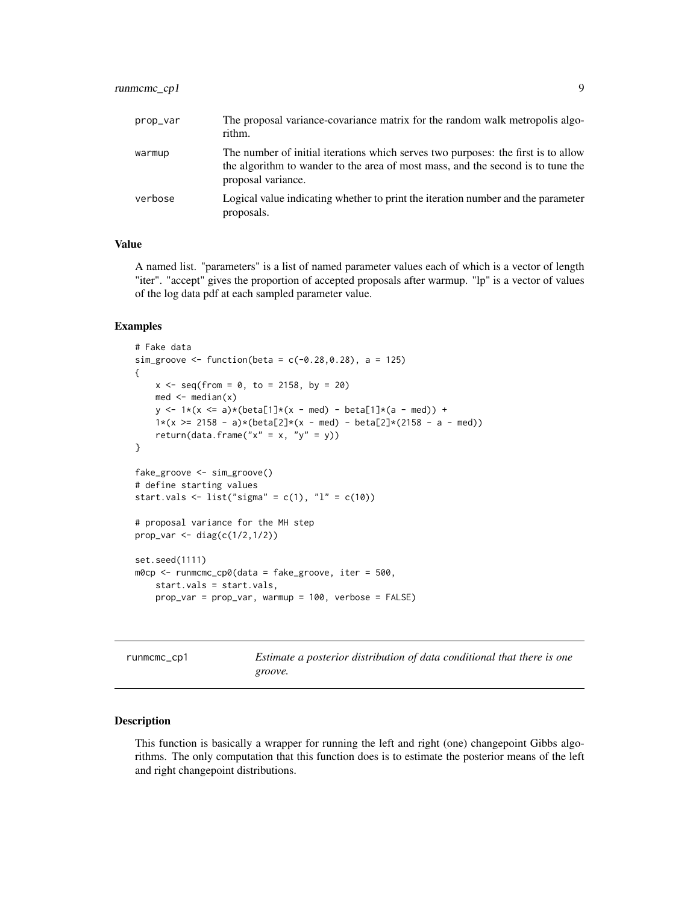| | |
|---|---|
| prop_var | The proposal variance-covariance matrix for the random walk metropolis algorithm. |
| warmup | The number of initial iterations which serves two purposes: the first is to allow the algorithm to wander to the area of most mass, and the second is to tune the proposal variance. |
| verbose | Logical value indicating whether to print the iteration number and the parameter proposals. |

### Value

A named list. "parameters" is a list of named parameter values each of which is a vector of length "iter". "accept" gives the proportion of accepted proposals after warmup. "lp" is a vector of values of the log data pdf at each sampled parameter value.

### Examples

```
# Fake data
sim_groove <- function(beta = c(-0.28,0.28), a = 125)
{
    x <- seq(from = 0, to = 2158, by = 20)
    med <- median(x)
    y <- 1*(x <= a)*(beta[1]*(x - med) - beta[1]*(a - med)) +
    1*(x >= 2158 - a)*(beta[2]*(x - med) - beta[2]*(2158 - a - med))
    return(data.frame("x" = x, "y" = y))
}

fake_groove <- sim_groove()
# define starting values
start.vals <- list("sigma" = c(1), "l" = c(10))

# proposal variance for the MH step
prop_var <- diag(c(1/2,1/2))

set.seed(1111)
m0cp <- runmcmc_cp0(data = fake_groove, iter = 500,
    start.vals = start.vals,
    prop_var = prop_var, warmup = 100, verbose = FALSE)
```

## runmcmc_cp1 — *Estimate a posterior distribution of data conditional that there is one groove.*

### Description

This function is basically a wrapper for running the left and right (one) changepoint Gibbs algorithms. The only computation that this function does is to estimate the posterior means of the left and right changepoint distributions.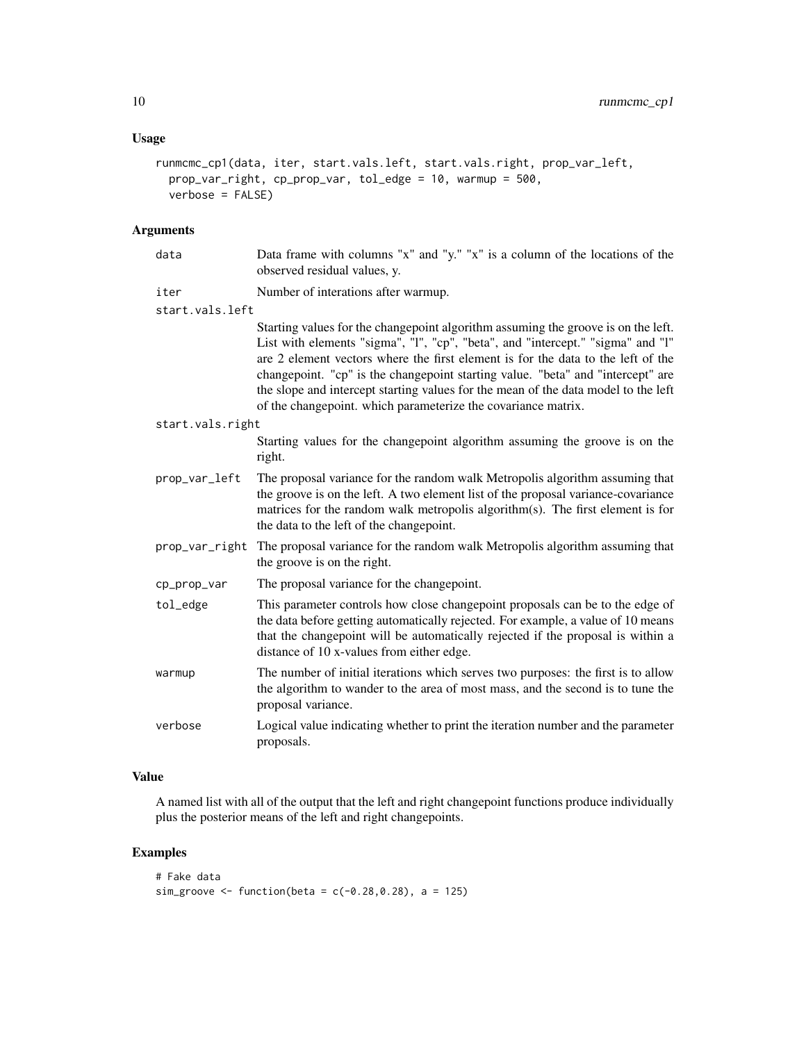### Usage

```
runmcmc_cp1(data, iter, start.vals.left, start.vals.right, prop_var_left,
  prop_var_right, cp_prop_var, tol_edge = 10, warmup = 500,
  verbose = FALSE)
```

### Arguments

| | |
|---|---|
| data | Data frame with columns "x" and "y." "x" is a column of the locations of the observed residual values, y. |
| iter | Number of interations after warmup. |
| start.vals.left | Starting values for the changepoint algorithm assuming the groove is on the left. List with elements "sigma", "l", "cp", "beta", and "intercept." "sigma" and "l" are 2 element vectors where the first element is for the data to the left of the changepoint. "cp" is the changepoint starting value. "beta" and "intercept" are the slope and intercept starting values for the mean of the data model to the left of the changepoint. which parameterize the covariance matrix. |
| start.vals.right | Starting values for the changepoint algorithm assuming the groove is on the right. |
| prop_var_left | The proposal variance for the random walk Metropolis algorithm assuming that the groove is on the left. A two element list of the proposal variance-covariance matrices for the random walk metropolis algorithm(s). The first element is for the data to the left of the changepoint. |
| prop_var_right | The proposal variance for the random walk Metropolis algorithm assuming that the groove is on the right. |
| cp_prop_var | The proposal variance for the changepoint. |
| tol_edge | This parameter controls how close changepoint proposals can be to the edge of the data before getting automatically rejected. For example, a value of 10 means that the changepoint will be automatically rejected if the proposal is within a distance of 10 x-values from either edge. |
| warmup | The number of initial iterations which serves two purposes: the first is to allow the algorithm to wander to the area of most mass, and the second is to tune the proposal variance. |
| verbose | Logical value indicating whether to print the iteration number and the parameter proposals. |

### Value

A named list with all of the output that the left and right changepoint functions produce individually plus the posterior means of the left and right changepoints.

### Examples

```
# Fake data
sim_groove <- function(beta = c(-0.28,0.28), a = 125)
```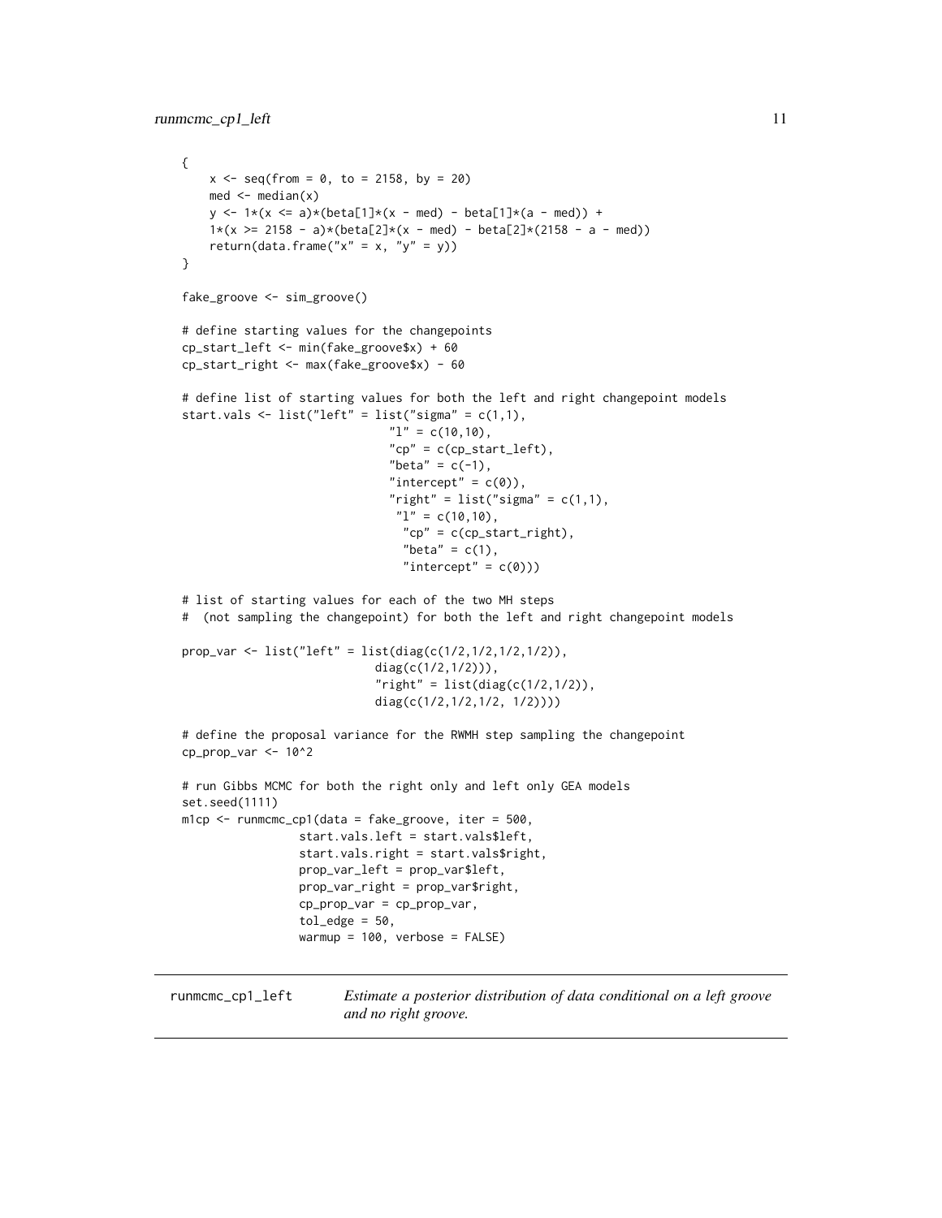```
{
    x <- seq(from = 0, to = 2158, by = 20)
    med <- median(x)
    y <- 1*(x <= a)*(beta[1]*(x - med) - beta[1]*(a - med)) +
    1*(x >= 2158 - a)*(beta[2]*(x - med) - beta[2]*(2158 - a - med))
    return(data.frame("x" = x, "y" = y))
}

fake_groove <- sim_groove()

# define starting values for the changepoints
cp_start_left <- min(fake_groove$x) + 60
cp_start_right <- max(fake_groove$x) - 60

# define list of starting values for both the left and right changepoint models
start.vals <- list("left" = list("sigma" = c(1,1),
                                "l" = c(10,10),
                                "cp" = c(cp_start_left),
                                "beta" = c(-1),
                                "intercept" = c(0)),
                                "right" = list("sigma" = c(1,1),
                                 "l" = c(10,10),
                                  "cp" = c(cp_start_right),
                                  "beta" = c(1),
                                  "intercept" = c(0)))

# list of starting values for each of the two MH steps
#  (not sampling the changepoint) for both the left and right changepoint models

prop_var <- list("left" = list(diag(c(1/2,1/2,1/2,1/2)),
                              diag(c(1/2,1/2))),
                              "right" = list(diag(c(1/2,1/2)),
                              diag(c(1/2,1/2,1/2, 1/2))))

# define the proposal variance for the RWMH step sampling the changepoint
cp_prop_var <- 10^2

# run Gibbs MCMC for both the right only and left only GEA models
set.seed(1111)
m1cp <- runmcmc_cp1(data = fake_groove, iter = 500,
                 start.vals.left = start.vals$left,
                 start.vals.right = start.vals$right,
                 prop_var_left = prop_var$left,
                 prop_var_right = prop_var$right,
                 cp_prop_var = cp_prop_var,
                 tol_edge = 50,
                 warmup = 100, verbose = FALSE)
```

---

## runmcmc_cp1_left    *Estimate a posterior distribution of data conditional on a left groove and no right groove.*

---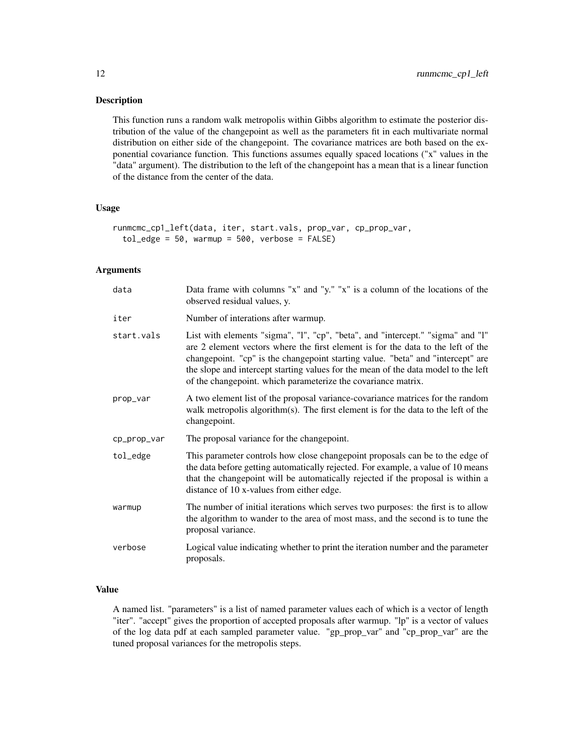## Description

This function runs a random walk metropolis within Gibbs algorithm to estimate the posterior distribution of the value of the changepoint as well as the parameters fit in each multivariate normal distribution on either side of the changepoint. The covariance matrices are both based on the exponential covariance function. This functions assumes equally spaced locations ("x" values in the "data" argument). The distribution to the left of the changepoint has a mean that is a linear function of the distance from the center of the data.

## Usage

```
runmcmc_cp1_left(data, iter, start.vals, prop_var, cp_prop_var,
  tol_edge = 50, warmup = 500, verbose = FALSE)
```

## Arguments

| | |
|---|---|
| data | Data frame with columns "x" and "y." "x" is a column of the locations of the observed residual values, y. |
| iter | Number of interations after warmup. |
| start.vals | List with elements "sigma", "l", "cp", "beta", and "intercept." "sigma" and "l" are 2 element vectors where the first element is for the data to the left of the changepoint. "cp" is the changepoint starting value. "beta" and "intercept" are the slope and intercept starting values for the mean of the data model to the left of the changepoint. which parameterize the covariance matrix. |
| prop_var | A two element list of the proposal variance-covariance matrices for the random walk metropolis algorithm(s). The first element is for the data to the left of the changepoint. |
| cp_prop_var | The proposal variance for the changepoint. |
| tol_edge | This parameter controls how close changepoint proposals can be to the edge of the data before getting automatically rejected. For example, a value of 10 means that the changepoint will be automatically rejected if the proposal is within a distance of 10 x-values from either edge. |
| warmup | The number of initial iterations which serves two purposes: the first is to allow the algorithm to wander to the area of most mass, and the second is to tune the proposal variance. |
| verbose | Logical value indicating whether to print the iteration number and the parameter proposals. |

## Value

A named list. "parameters" is a list of named parameter values each of which is a vector of length "iter". "accept" gives the proportion of accepted proposals after warmup. "lp" is a vector of values of the log data pdf at each sampled parameter value. "gp_prop_var" and "cp_prop_var" are the tuned proposal variances for the metropolis steps.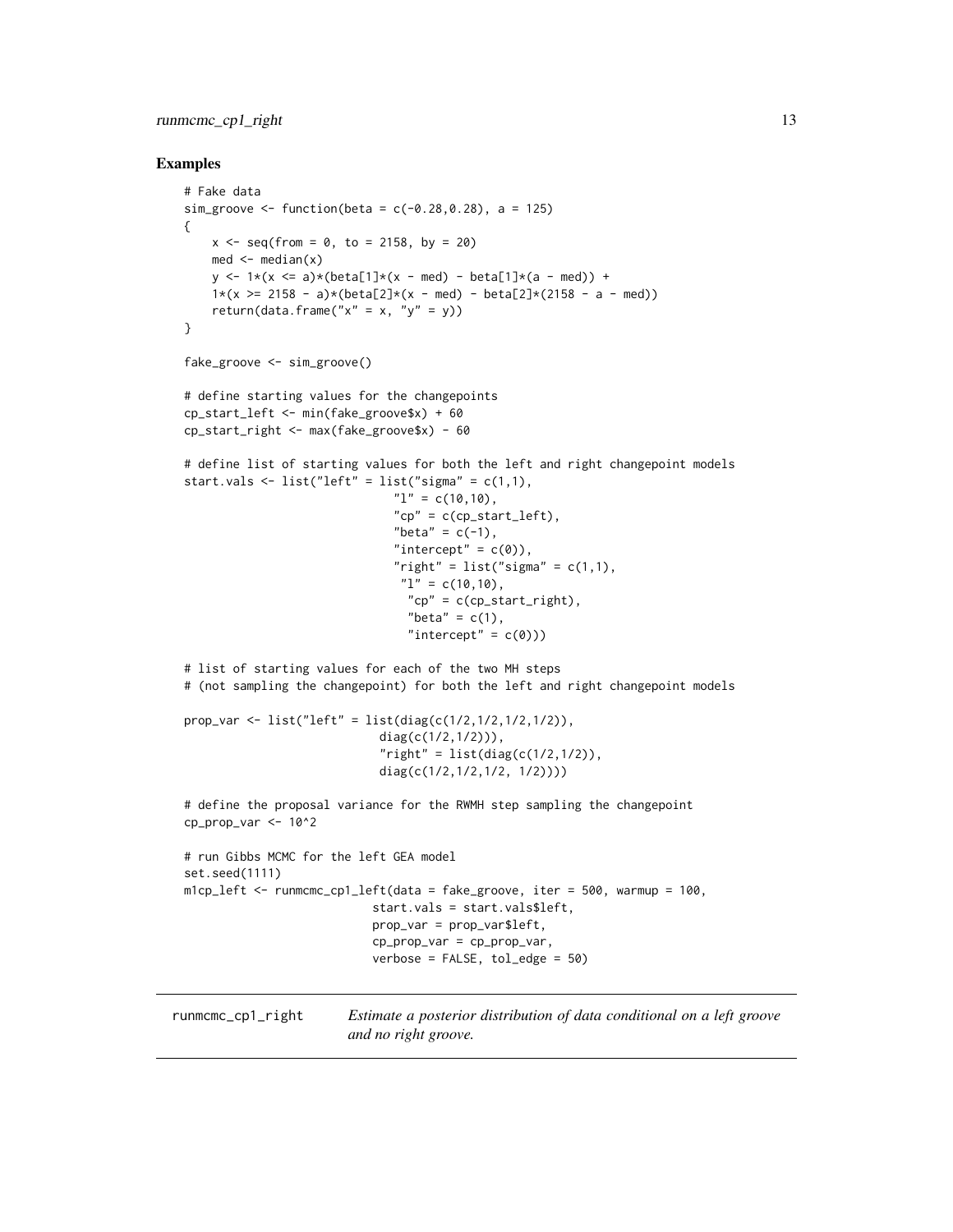### Examples

```
# Fake data
sim_groove <- function(beta = c(-0.28,0.28), a = 125)
{
    x <- seq(from = 0, to = 2158, by = 20)
    med <- median(x)
    y <- 1*(x <= a)*(beta[1]*(x - med) - beta[1]*(a - med)) +
    1*(x >= 2158 - a)*(beta[2]*(x - med) - beta[2]*(2158 - a - med))
    return(data.frame("x" = x, "y" = y))
}

fake_groove <- sim_groove()

# define starting values for the changepoints
cp_start_left <- min(fake_groove$x) + 60
cp_start_right <- max(fake_groove$x) - 60

# define list of starting values for both the left and right changepoint models
start.vals <- list("left" = list("sigma" = c(1,1),
                              "l" = c(10,10),
                              "cp" = c(cp_start_left),
                              "beta" = c(-1),
                              "intercept" = c(0)),
                              "right" = list("sigma" = c(1,1),
                               "l" = c(10,10),
                                "cp" = c(cp_start_right),
                                "beta" = c(1),
                                "intercept" = c(0)))

# list of starting values for each of the two MH steps
# (not sampling the changepoint) for both the left and right changepoint models

prop_var <- list("left" = list(diag(c(1/2,1/2,1/2,1/2)),
                           diag(c(1/2,1/2))),
                          "right" = list(diag(c(1/2,1/2)),
                          diag(c(1/2,1/2,1/2, 1/2))))

# define the proposal variance for the RWMH step sampling the changepoint
cp_prop_var <- 10^2

# run Gibbs MCMC for the left GEA model
set.seed(1111)
m1cp_left <- runmcmc_cp1_left(data = fake_groove, iter = 500, warmup = 100,
                          start.vals = start.vals$left,
                          prop_var = prop_var$left,
                          cp_prop_var = cp_prop_var,
                          verbose = FALSE, tol_edge = 50)
```

---

## runmcmc_cp1_right — *Estimate a posterior distribution of data conditional on a left groove and no right groove.*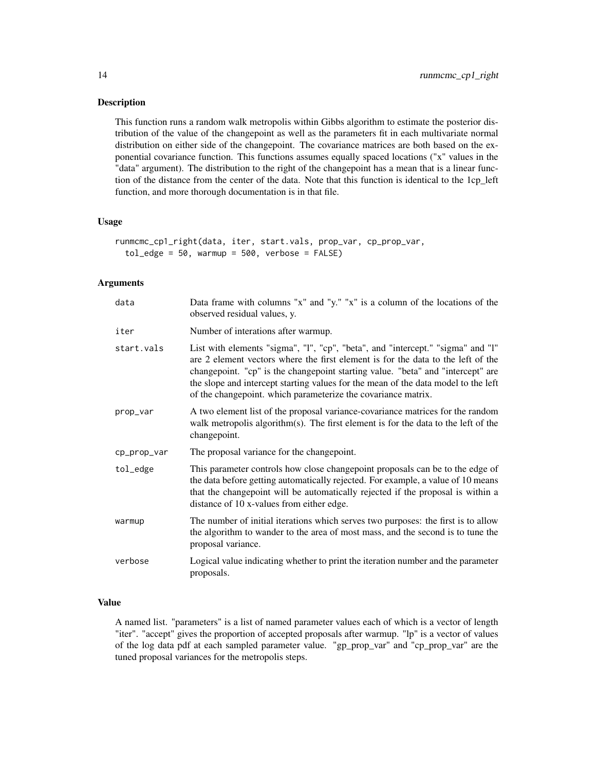## Description

This function runs a random walk metropolis within Gibbs algorithm to estimate the posterior distribution of the value of the changepoint as well as the parameters fit in each multivariate normal distribution on either side of the changepoint. The covariance matrices are both based on the exponential covariance function. This functions assumes equally spaced locations ("x" values in the "data" argument). The distribution to the right of the changepoint has a mean that is a linear function of the distance from the center of the data. Note that this function is identical to the 1cp_left function, and more thorough documentation is in that file.

## Usage

```
runmcmc_cp1_right(data, iter, start.vals, prop_var, cp_prop_var,
  tol_edge = 50, warmup = 500, verbose = FALSE)
```

## Arguments

| | |
|---|---|
| data | Data frame with columns "x" and "y." "x" is a column of the locations of the observed residual values, y. |
| iter | Number of interations after warmup. |
| start.vals | List with elements "sigma", "l", "cp", "beta", and "intercept." "sigma" and "l" are 2 element vectors where the first element is for the data to the left of the changepoint. "cp" is the changepoint starting value. "beta" and "intercept" are the slope and intercept starting values for the mean of the data model to the left of the changepoint. which parameterize the covariance matrix. |
| prop_var | A two element list of the proposal variance-covariance matrices for the random walk metropolis algorithm(s). The first element is for the data to the left of the changepoint. |
| cp_prop_var | The proposal variance for the changepoint. |
| tol_edge | This parameter controls how close changepoint proposals can be to the edge of the data before getting automatically rejected. For example, a value of 10 means that the changepoint will be automatically rejected if the proposal is within a distance of 10 x-values from either edge. |
| warmup | The number of initial iterations which serves two purposes: the first is to allow the algorithm to wander to the area of most mass, and the second is to tune the proposal variance. |
| verbose | Logical value indicating whether to print the iteration number and the parameter proposals. |

## Value

A named list. "parameters" is a list of named parameter values each of which is a vector of length "iter". "accept" gives the proportion of accepted proposals after warmup. "lp" is a vector of values of the log data pdf at each sampled parameter value. "gp_prop_var" and "cp_prop_var" are the tuned proposal variances for the metropolis steps.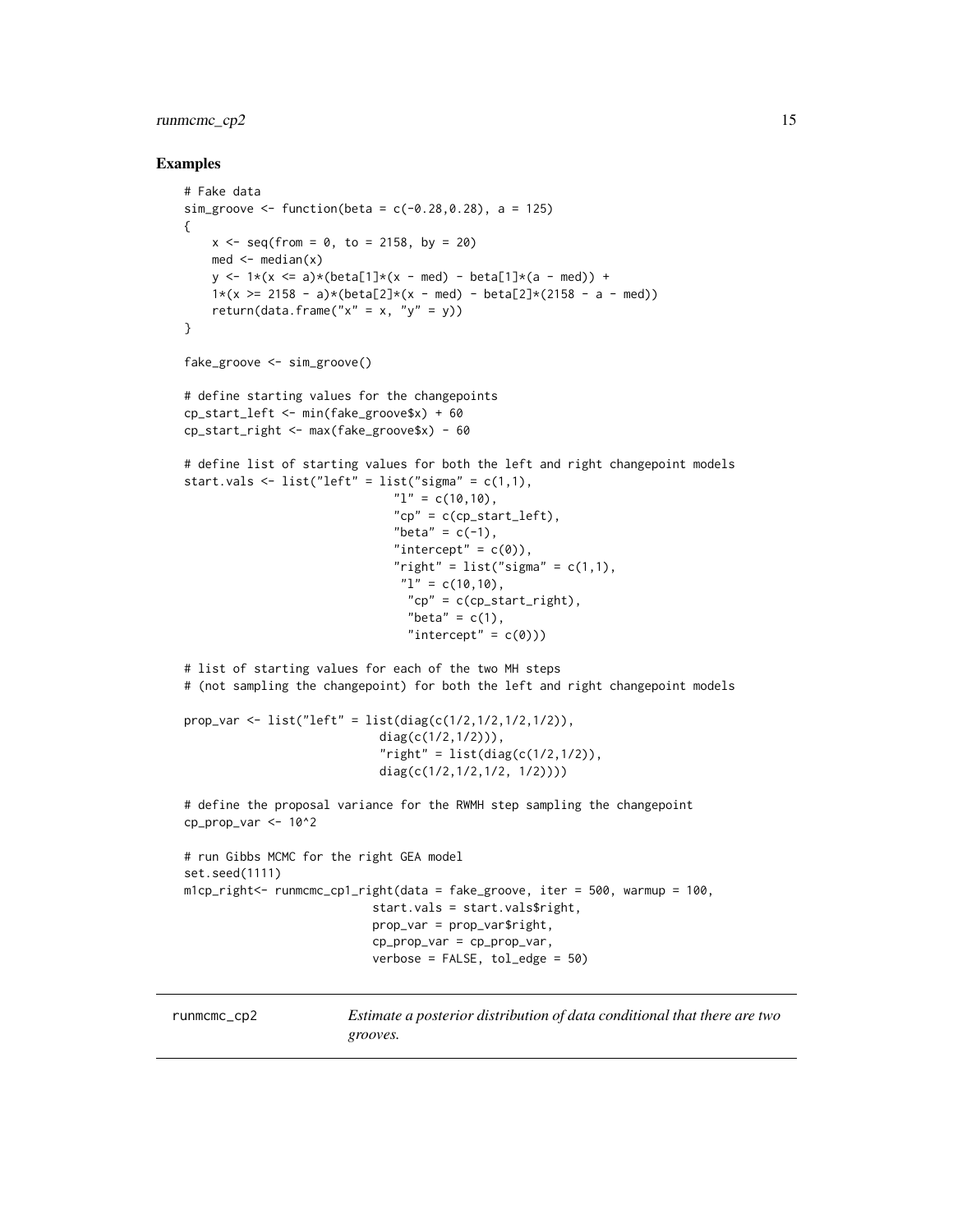## Examples

```
# Fake data
sim_groove <- function(beta = c(-0.28,0.28), a = 125)
{
    x <- seq(from = 0, to = 2158, by = 20)
    med <- median(x)
    y <- 1*(x <= a)*(beta[1]*(x - med) - beta[1]*(a - med)) +
    1*(x >= 2158 - a)*(beta[2]*(x - med) - beta[2]*(2158 - a - med))
    return(data.frame("x" = x, "y" = y))
}

fake_groove <- sim_groove()

# define starting values for the changepoints
cp_start_left <- min(fake_groove$x) + 60
cp_start_right <- max(fake_groove$x) - 60

# define list of starting values for both the left and right changepoint models
start.vals <- list("left" = list("sigma" = c(1,1),
                              "l" = c(10,10),
                              "cp" = c(cp_start_left),
                              "beta" = c(-1),
                              "intercept" = c(0)),
                              "right" = list("sigma" = c(1,1),
                               "l" = c(10,10),
                                "cp" = c(cp_start_right),
                                "beta" = c(1),
                                "intercept" = c(0)))

# list of starting values for each of the two MH steps
# (not sampling the changepoint) for both the left and right changepoint models

prop_var <- list("left" = list(diag(c(1/2,1/2,1/2,1/2)),
                           diag(c(1/2,1/2))),
                           "right" = list(diag(c(1/2,1/2)),
                           diag(c(1/2,1/2,1/2, 1/2))))

# define the proposal variance for the RWMH step sampling the changepoint
cp_prop_var <- 10^2

# run Gibbs MCMC for the right GEA model
set.seed(1111)
m1cp_right<- runmcmc_cp1_right(data = fake_groove, iter = 500, warmup = 100,
                          start.vals = start.vals$right,
                          prop_var = prop_var$right,
                          cp_prop_var = cp_prop_var,
                          verbose = FALSE, tol_edge = 50)
```

---

runmcmc_cp2 &nbsp;&nbsp;&nbsp; *Estimate a posterior distribution of data conditional that there are two grooves.*

---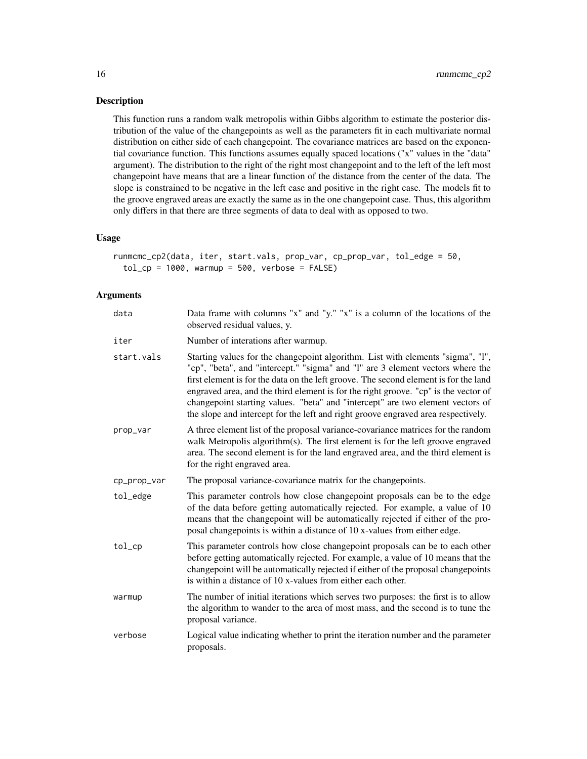## Description

This function runs a random walk metropolis within Gibbs algorithm to estimate the posterior distribution of the value of the changepoints as well as the parameters fit in each multivariate normal distribution on either side of each changepoint. The covariance matrices are based on the exponential covariance function. This functions assumes equally spaced locations ("x" values in the "data" argument). The distribution to the right of the right most changepoint and to the left of the left most changepoint have means that are a linear function of the distance from the center of the data. The slope is constrained to be negative in the left case and positive in the right case. The models fit to the groove engraved areas are exactly the same as in the one changepoint case. Thus, this algorithm only differs in that there are three segments of data to deal with as opposed to two.

## Usage

```
runmcmc_cp2(data, iter, start.vals, prop_var, cp_prop_var, tol_edge = 50,
  tol_cp = 1000, warmup = 500, verbose = FALSE)
```

## Arguments

| | |
|---|---|
| data | Data frame with columns "x" and "y." "x" is a column of the locations of the observed residual values, y. |
| iter | Number of interations after warmup. |
| start.vals | Starting values for the changepoint algorithm. List with elements "sigma", "l", "cp", "beta", and "intercept." "sigma" and "l" are 3 element vectors where the first element is for the data on the left groove. The second element is for the land engraved area, and the third element is for the right groove. "cp" is the vector of changepoint starting values. "beta" and "intercept" are two element vectors of the slope and intercept for the left and right groove engraved area respectively. |
| prop_var | A three element list of the proposal variance-covariance matrices for the random walk Metropolis algorithm(s). The first element is for the left groove engraved area. The second element is for the land engraved area, and the third element is for the right engraved area. |
| cp_prop_var | The proposal variance-covariance matrix for the changepoints. |
| tol_edge | This parameter controls how close changepoint proposals can be to the edge of the data before getting automatically rejected. For example, a value of 10 means that the changepoint will be automatically rejected if either of the proposal changepoints is within a distance of 10 x-values from either edge. |
| tol_cp | This parameter controls how close changepoint proposals can be to each other before getting automatically rejected. For example, a value of 10 means that the changepoint will be automatically rejected if either of the proposal changepoints is within a distance of 10 x-values from either each other. |
| warmup | The number of initial iterations which serves two purposes: the first is to allow the algorithm to wander to the area of most mass, and the second is to tune the proposal variance. |
| verbose | Logical value indicating whether to print the iteration number and the parameter proposals. |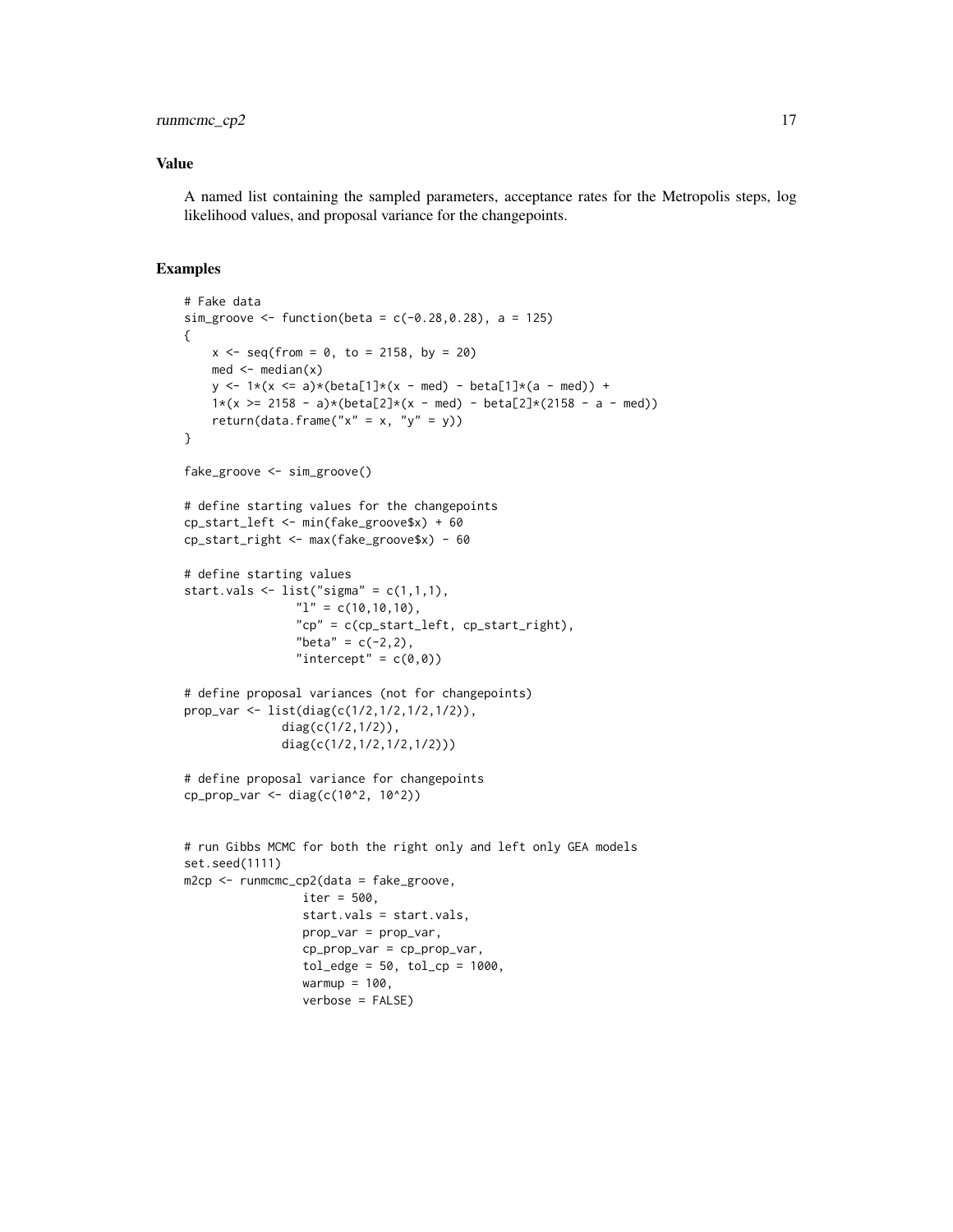## Value

A named list containing the sampled parameters, acceptance rates for the Metropolis steps, log likelihood values, and proposal variance for the changepoints.

## Examples

```
# Fake data
sim_groove <- function(beta = c(-0.28,0.28), a = 125)
{
    x <- seq(from = 0, to = 2158, by = 20)
    med <- median(x)
    y <- 1*(x <= a)*(beta[1]*(x - med) - beta[1]*(a - med)) +
    1*(x >= 2158 - a)*(beta[2]*(x - med) - beta[2]*(2158 - a - med))
    return(data.frame("x" = x, "y" = y))
}

fake_groove <- sim_groove()

# define starting values for the changepoints
cp_start_left <- min(fake_groove$x) + 60
cp_start_right <- max(fake_groove$x) - 60

# define starting values
start.vals <- list("sigma" = c(1,1,1),
                "l" = c(10,10,10),
                "cp" = c(cp_start_left, cp_start_right),
                "beta" = c(-2,2),
                "intercept" = c(0,0))

# define proposal variances (not for changepoints)
prop_var <- list(diag(c(1/2,1/2,1/2,1/2)),
              diag(c(1/2,1/2)),
              diag(c(1/2,1/2,1/2,1/2)))

# define proposal variance for changepoints
cp_prop_var <- diag(c(10^2, 10^2))


# run Gibbs MCMC for both the right only and left only GEA models
set.seed(1111)
m2cp <- runmcmc_cp2(data = fake_groove,
                 iter = 500,
                 start.vals = start.vals,
                 prop_var = prop_var,
                 cp_prop_var = cp_prop_var,
                 tol_edge = 50, tol_cp = 1000,
                 warmup = 100,
                 verbose = FALSE)
```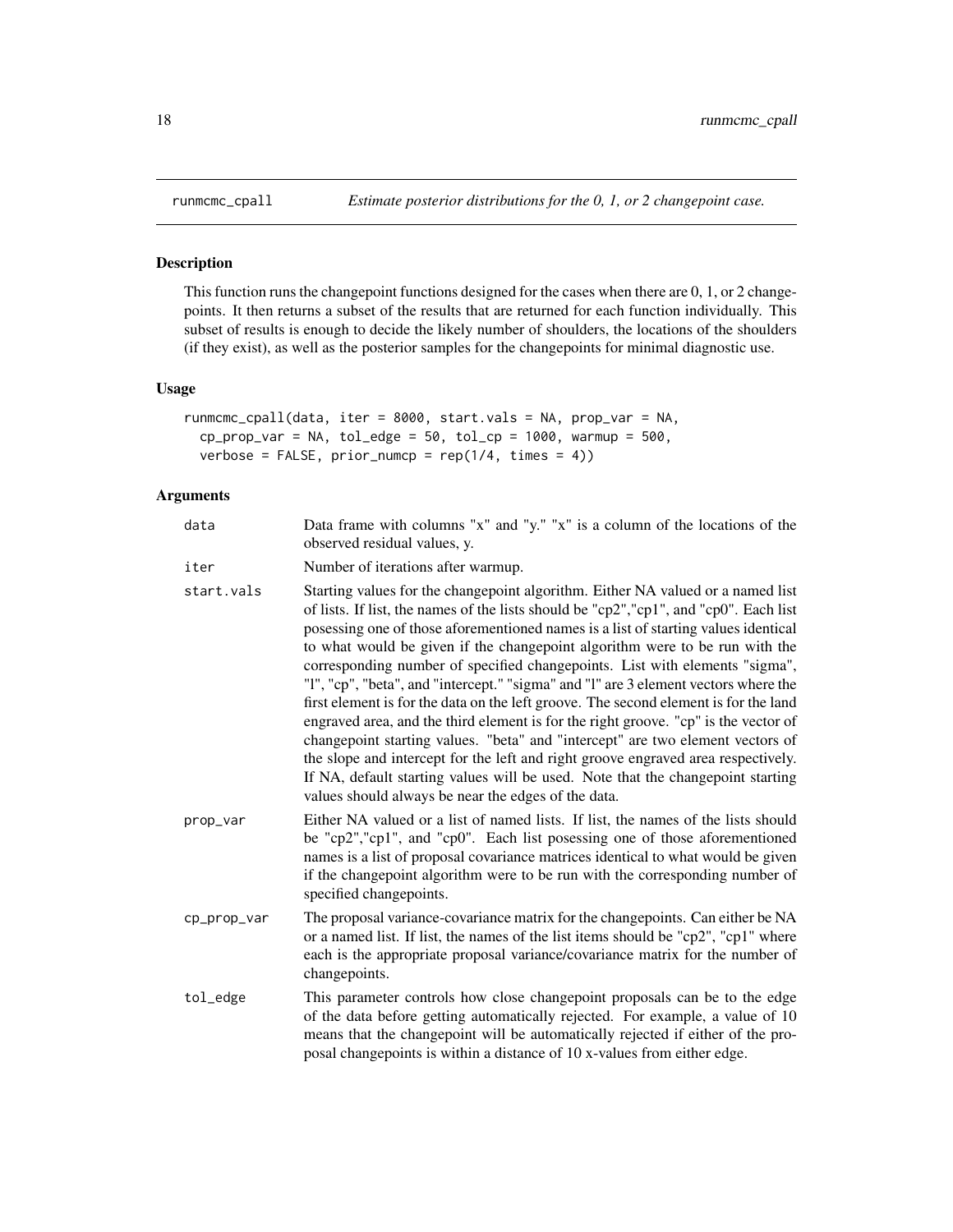runmcmc_cpall    *Estimate posterior distributions for the 0, 1, or 2 changepoint case.*

## Description

This function runs the changepoint functions designed for the cases when there are 0, 1, or 2 changepoints. It then returns a subset of the results that are returned for each function individually. This subset of results is enough to decide the likely number of shoulders, the locations of the shoulders (if they exist), as well as the posterior samples for the changepoints for minimal diagnostic use.

## Usage

```
runmcmc_cpall(data, iter = 8000, start.vals = NA, prop_var = NA,
  cp_prop_var = NA, tol_edge = 50, tol_cp = 1000, warmup = 500,
  verbose = FALSE, prior_numcp = rep(1/4, times = 4))
```

## Arguments

| | |
|---|---|
| data | Data frame with columns "x" and "y." "x" is a column of the locations of the observed residual values, y. |
| iter | Number of iterations after warmup. |
| start.vals | Starting values for the changepoint algorithm. Either NA valued or a named list of lists. If list, the names of the lists should be "cp2","cp1", and "cp0". Each list posessing one of those aforementioned names is a list of starting values identical to what would be given if the changepoint algorithm were to be run with the corresponding number of specified changepoints. List with elements "sigma", "l", "cp", "beta", and "intercept." "sigma" and "l" are 3 element vectors where the first element is for the data on the left groove. The second element is for the land engraved area, and the third element is for the right groove. "cp" is the vector of changepoint starting values. "beta" and "intercept" are two element vectors of the slope and intercept for the left and right groove engraved area respectively. If NA, default starting values will be used. Note that the changepoint starting values should always be near the edges of the data. |
| prop_var | Either NA valued or a list of named lists. If list, the names of the lists should be "cp2","cp1", and "cp0". Each list posessing one of those aforementioned names is a list of proposal covariance matrices identical to what would be given if the changepoint algorithm were to be run with the corresponding number of specified changepoints. |
| cp_prop_var | The proposal variance-covariance matrix for the changepoints. Can either be NA or a named list. If list, the names of the list items should be "cp2", "cp1" where each is the appropriate proposal variance/covariance matrix for the number of changepoints. |
| tol_edge | This parameter controls how close changepoint proposals can be to the edge of the data before getting automatically rejected. For example, a value of 10 means that the changepoint will be automatically rejected if either of the proposal changepoints is within a distance of 10 x-values from either edge. |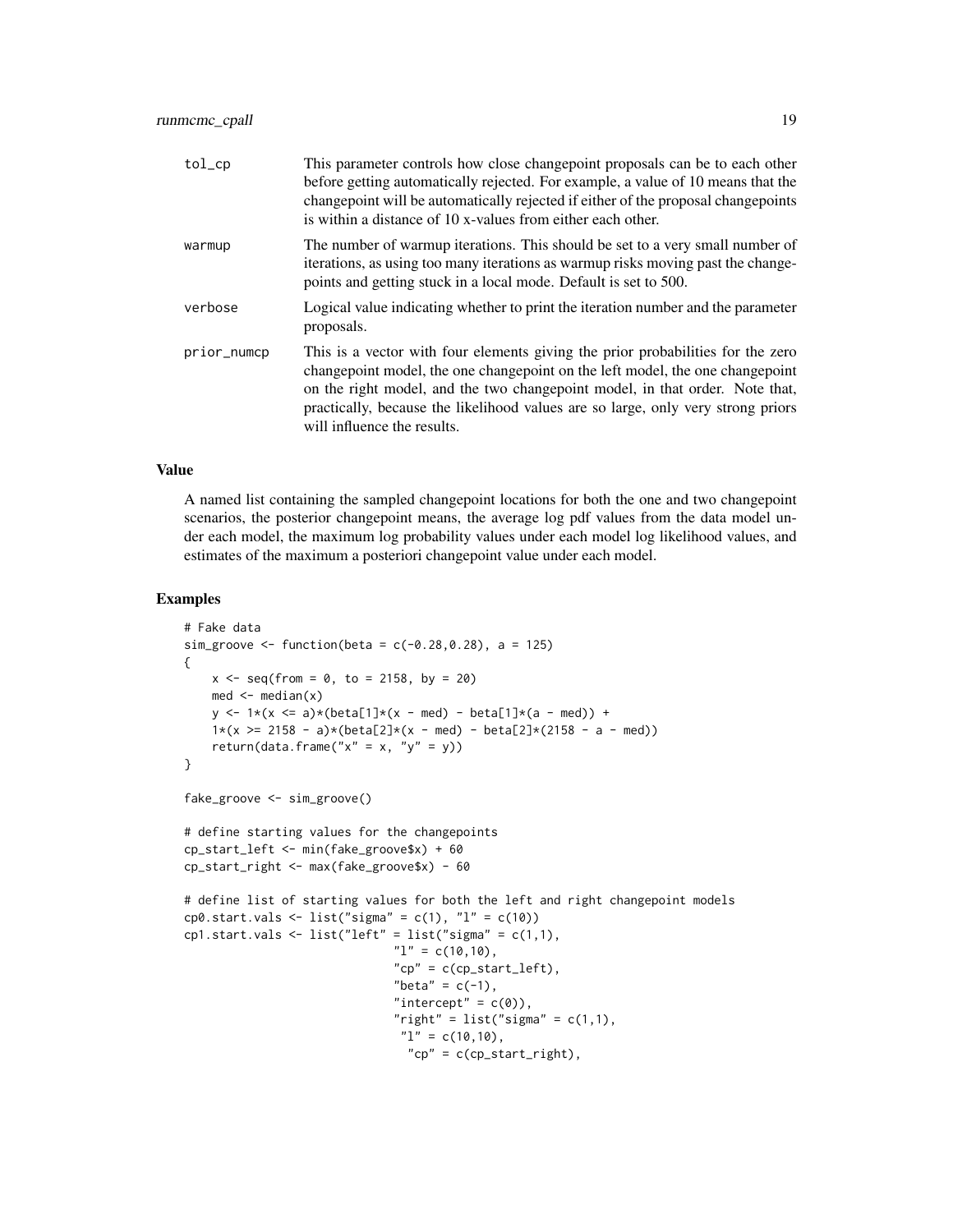| | |
|---|---|
| tol_cp | This parameter controls how close changepoint proposals can be to each other before getting automatically rejected. For example, a value of 10 means that the changepoint will be automatically rejected if either of the proposal changepoints is within a distance of 10 x-values from either each other. |
| warmup | The number of warmup iterations. This should be set to a very small number of iterations, as using too many iterations as warmup risks moving past the changepoints and getting stuck in a local mode. Default is set to 500. |
| verbose | Logical value indicating whether to print the iteration number and the parameter proposals. |
| prior_numcp | This is a vector with four elements giving the prior probabilities for the zero changepoint model, the one changepoint on the left model, the one changepoint on the right model, and the two changepoint model, in that order. Note that, practically, because the likelihood values are so large, only very strong priors will influence the results. |

### Value

A named list containing the sampled changepoint locations for both the one and two changepoint scenarios, the posterior changepoint means, the average log pdf values from the data model under each model, the maximum log probability values under each model log likelihood values, and estimates of the maximum a posteriori changepoint value under each model.

### Examples

```
# Fake data
sim_groove <- function(beta = c(-0.28,0.28), a = 125)
{
    x <- seq(from = 0, to = 2158, by = 20)
    med <- median(x)
    y <- 1*(x <= a)*(beta[1]*(x - med) - beta[1]*(a - med)) +
    1*(x >= 2158 - a)*(beta[2]*(x - med) - beta[2]*(2158 - a - med))
    return(data.frame("x" = x, "y" = y))
}

fake_groove <- sim_groove()

# define starting values for the changepoints
cp_start_left <- min(fake_groove$x) + 60
cp_start_right <- max(fake_groove$x) - 60

# define list of starting values for both the left and right changepoint models
cp0.start.vals <- list("sigma" = c(1), "l" = c(10))
cp1.start.vals <- list("left" = list("sigma" = c(1,1),
                              "l" = c(10,10),
                              "cp" = c(cp_start_left),
                              "beta" = c(-1),
                              "intercept" = c(0)),
                              "right" = list("sigma" = c(1,1),
                               "l" = c(10,10),
                                "cp" = c(cp_start_right),
```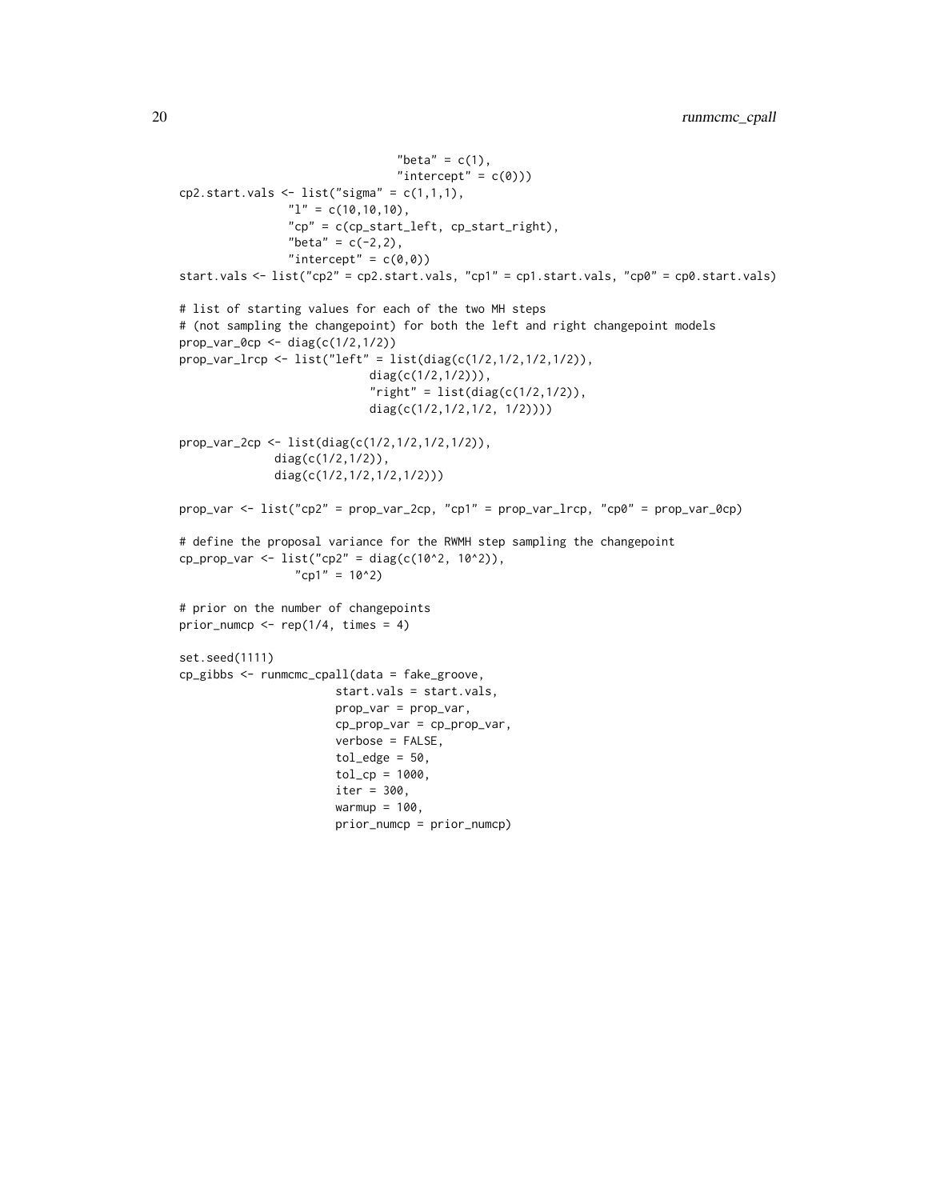```
                                 "beta" = c(1),
                                 "intercept" = c(0)))
cp2.start.vals <- list("sigma" = c(1,1,1),
                "l" = c(10,10,10),
                "cp" = c(cp_start_left, cp_start_right),
                "beta" = c(-2,2),
                "intercept" = c(0,0))
start.vals <- list("cp2" = cp2.start.vals, "cp1" = cp1.start.vals, "cp0" = cp0.start.vals)

# list of starting values for each of the two MH steps
# (not sampling the changepoint) for both the left and right changepoint models
prop_var_0cp <- diag(c(1/2,1/2))
prop_var_lrcp <- list("left" = list(diag(c(1/2,1/2,1/2,1/2)),
                            diag(c(1/2,1/2))),
                            "right" = list(diag(c(1/2,1/2)),
                            diag(c(1/2,1/2,1/2, 1/2))))

prop_var_2cp <- list(diag(c(1/2,1/2,1/2,1/2)),
              diag(c(1/2,1/2)),
              diag(c(1/2,1/2,1/2,1/2)))

prop_var <- list("cp2" = prop_var_2cp, "cp1" = prop_var_lrcp, "cp0" = prop_var_0cp)

# define the proposal variance for the RWMH step sampling the changepoint
cp_prop_var <- list("cp2" = diag(c(10^2, 10^2)),
                 "cp1" = 10^2)

# prior on the number of changepoints
prior_numcp <- rep(1/4, times = 4)

set.seed(1111)
cp_gibbs <- runmcmc_cpall(data = fake_groove,
                       start.vals = start.vals,
                       prop_var = prop_var,
                       cp_prop_var = cp_prop_var,
                       verbose = FALSE,
                       tol_edge = 50,
                       tol_cp = 1000,
                       iter = 300,
                       warmup = 100,
                       prior_numcp = prior_numcp)
```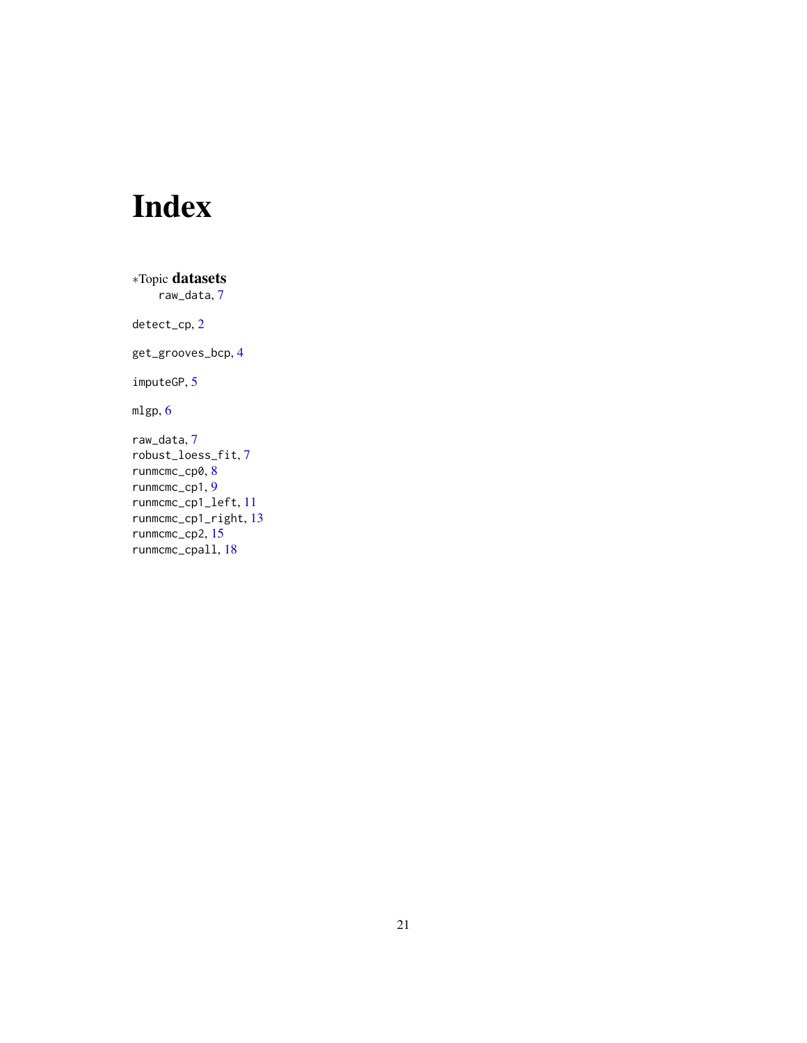# Index

*Topic **datasets**
    raw_data, 7

detect_cp, 2

get_grooves_bcp, 4

imputeGP, 5

mlgp, 6

raw_data, 7
robust_loess_fit, 7
runmcmc_cp0, 8
runmcmc_cp1, 9
runmcmc_cp1_left, 11
runmcmc_cp1_right, 13
runmcmc_cp2, 15
runmcmc_cpall, 18